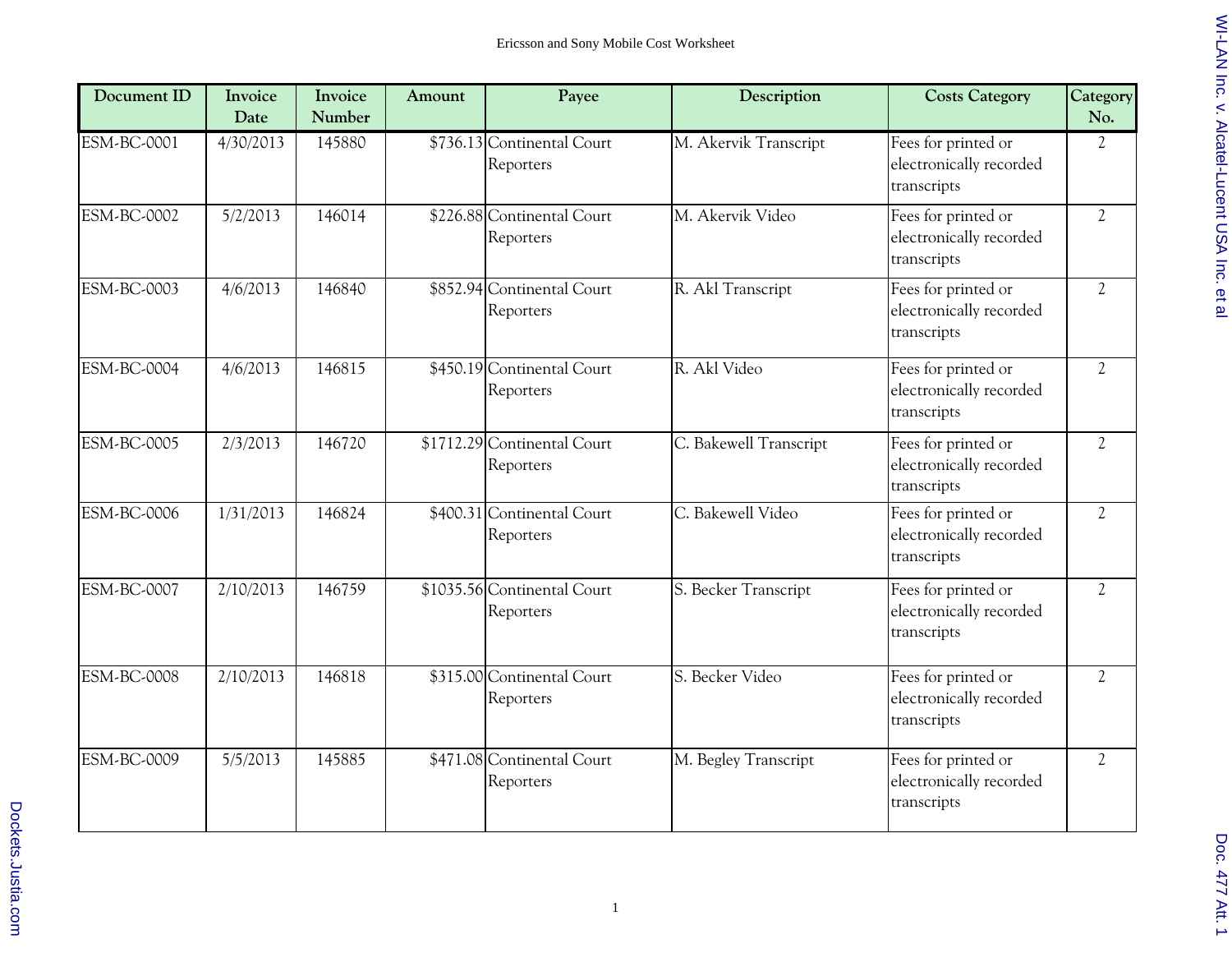Ericsson and Sony Mobile Cost Worksheet

| Document ID | Invoice Date | Invoice Number | Amount | Payee | Description | Costs Category | Category No. |
|---|---|---|---|---|---|---|---|
| ESM-BC-0001 | 4/30/2013 | 145880 | $736.13 | Continental Court Reporters | M. Akervik Transcript | Fees for printed or electronically recorded transcripts | 2 |
| ESM-BC-0002 | 5/2/2013 | 146014 | $226.88 | Continental Court Reporters | M. Akervik Video | Fees for printed or electronically recorded transcripts | 2 |
| ESM-BC-0003 | 4/6/2013 | 146840 | $852.94 | Continental Court Reporters | R. Akl Transcript | Fees for printed or electronically recorded transcripts | 2 |
| ESM-BC-0004 | 4/6/2013 | 146815 | $450.19 | Continental Court Reporters | R. Akl Video | Fees for printed or electronically recorded transcripts | 2 |
| ESM-BC-0005 | 2/3/2013 | 146720 | $1712.29 | Continental Court Reporters | C. Bakewell Transcript | Fees for printed or electronically recorded transcripts | 2 |
| ESM-BC-0006 | 1/31/2013 | 146824 | $400.31 | Continental Court Reporters | C. Bakewell Video | Fees for printed or electronically recorded transcripts | 2 |
| ESM-BC-0007 | 2/10/2013 | 146759 | $1035.56 | Continental Court Reporters | S. Becker Transcript | Fees for printed or electronically recorded transcripts | 2 |
| ESM-BC-0008 | 2/10/2013 | 146818 | $315.00 | Continental Court Reporters | S. Becker Video | Fees for printed or electronically recorded transcripts | 2 |
| ESM-BC-0009 | 5/5/2013 | 145885 | $471.08 | Continental Court Reporters | M. Begley Transcript | Fees for printed or electronically recorded transcripts | 2 |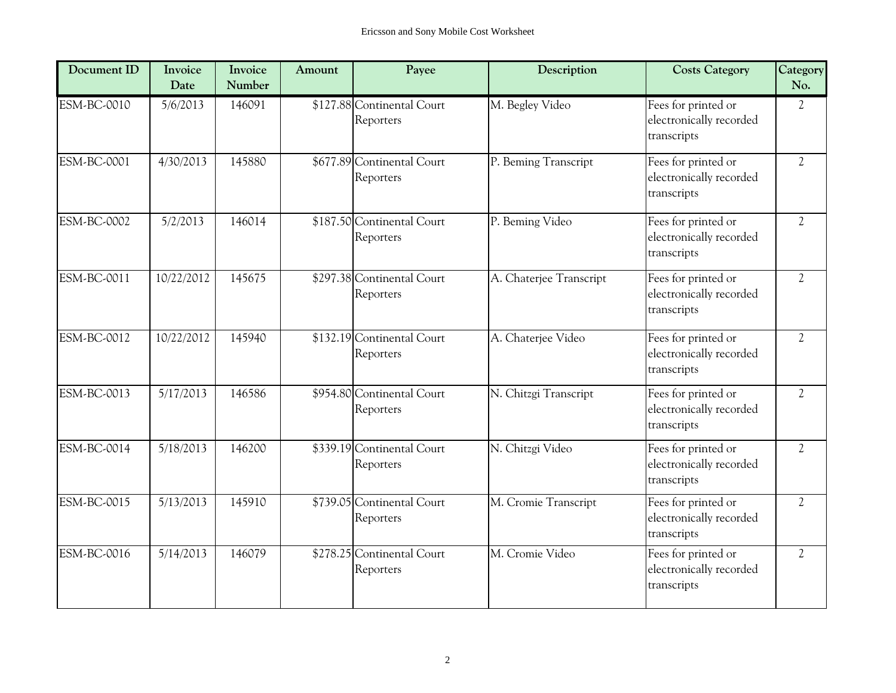| Document ID | Invoice Date | Invoice Number | Amount | Payee | Description | Costs Category | Category No. |
|---|---|---|---|---|---|---|---|
| ESM-BC-0010 | 5/6/2013 | 146091 | $127.88 | Continental Court Reporters | M. Begley Video | Fees for printed or electronically recorded transcripts | 2 |
| ESM-BC-0001 | 4/30/2013 | 145880 | $677.89 | Continental Court Reporters | P. Beming Transcript | Fees for printed or electronically recorded transcripts | 2 |
| ESM-BC-0002 | 5/2/2013 | 146014 | $187.50 | Continental Court Reporters | P. Beming Video | Fees for printed or electronically recorded transcripts | 2 |
| ESM-BC-0011 | 10/22/2012 | 145675 | $297.38 | Continental Court Reporters | A. Chaterjee Transcript | Fees for printed or electronically recorded transcripts | 2 |
| ESM-BC-0012 | 10/22/2012 | 145940 | $132.19 | Continental Court Reporters | A. Chaterjee Video | Fees for printed or electronically recorded transcripts | 2 |
| ESM-BC-0013 | 5/17/2013 | 146586 | $954.80 | Continental Court Reporters | N. Chitzgi Transcript | Fees for printed or electronically recorded transcripts | 2 |
| ESM-BC-0014 | 5/18/2013 | 146200 | $339.19 | Continental Court Reporters | N. Chitzgi Video | Fees for printed or electronically recorded transcripts | 2 |
| ESM-BC-0015 | 5/13/2013 | 145910 | $739.05 | Continental Court Reporters | M. Cromie Transcript | Fees for printed or electronically recorded transcripts | 2 |
| ESM-BC-0016 | 5/14/2013 | 146079 | $278.25 | Continental Court Reporters | M. Cromie Video | Fees for printed or electronically recorded transcripts | 2 |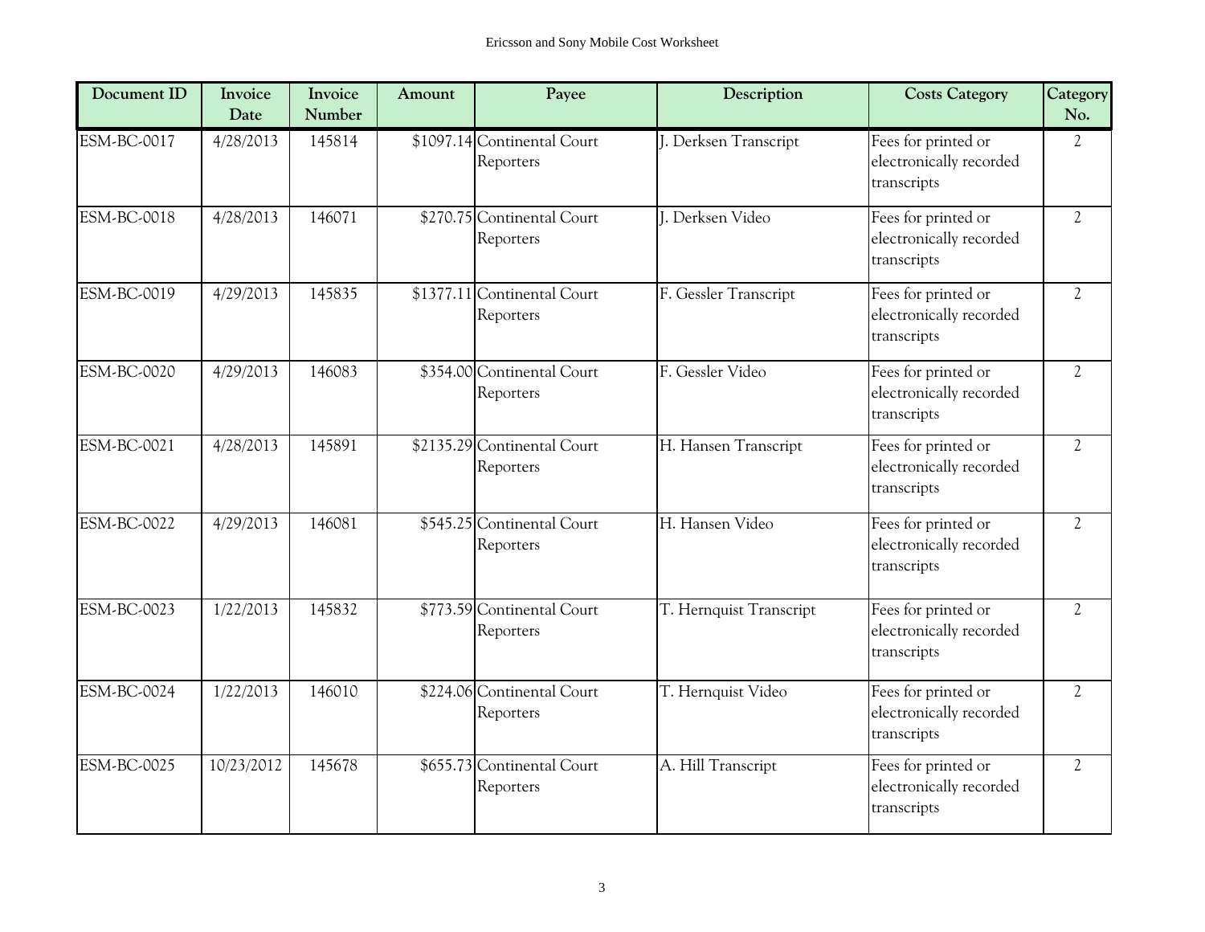| Document ID | Invoice Date | Invoice Number | Amount | Payee | Description | Costs Category | Category No. |
|---|---|---|---|---|---|---|---|
| ESM-BC-0017 | 4/28/2013 | 145814 | $1097.14 | Continental Court Reporters | J. Derksen Transcript | Fees for printed or electronically recorded transcripts | 2 |
| ESM-BC-0018 | 4/28/2013 | 146071 | $270.75 | Continental Court Reporters | J. Derksen Video | Fees for printed or electronically recorded transcripts | 2 |
| ESM-BC-0019 | 4/29/2013 | 145835 | $1377.11 | Continental Court Reporters | F. Gessler Transcript | Fees for printed or electronically recorded transcripts | 2 |
| ESM-BC-0020 | 4/29/2013 | 146083 | $354.00 | Continental Court Reporters | F. Gessler Video | Fees for printed or electronically recorded transcripts | 2 |
| ESM-BC-0021 | 4/28/2013 | 145891 | $2135.29 | Continental Court Reporters | H. Hansen Transcript | Fees for printed or electronically recorded transcripts | 2 |
| ESM-BC-0022 | 4/29/2013 | 146081 | $545.25 | Continental Court Reporters | H. Hansen Video | Fees for printed or electronically recorded transcripts | 2 |
| ESM-BC-0023 | 1/22/2013 | 145832 | $773.59 | Continental Court Reporters | T. Hernquist Transcript | Fees for printed or electronically recorded transcripts | 2 |
| ESM-BC-0024 | 1/22/2013 | 146010 | $224.06 | Continental Court Reporters | T. Hernquist Video | Fees for printed or electronically recorded transcripts | 2 |
| ESM-BC-0025 | 10/23/2012 | 145678 | $655.73 | Continental Court Reporters | A. Hill Transcript | Fees for printed or electronically recorded transcripts | 2 |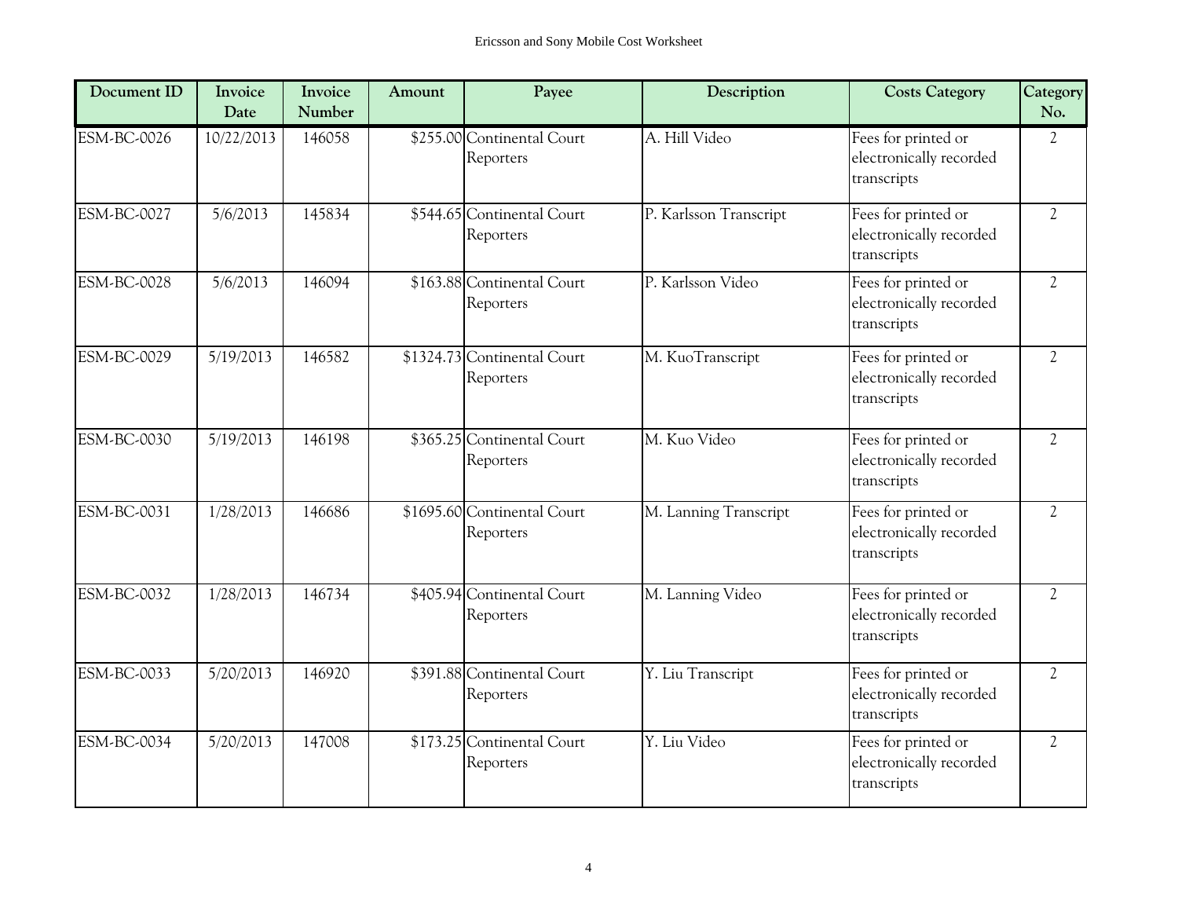| Document ID | Invoice Date | Invoice Number | Amount | Payee | Description | Costs Category | Category No. |
|---|---|---|---|---|---|---|---|
| ESM-BC-0026 | 10/22/2013 | 146058 | $255.00 | Continental Court Reporters | A. Hill Video | Fees for printed or electronically recorded transcripts | 2 |
| ESM-BC-0027 | 5/6/2013 | 145834 | $544.65 | Continental Court Reporters | P. Karlsson Transcript | Fees for printed or electronically recorded transcripts | 2 |
| ESM-BC-0028 | 5/6/2013 | 146094 | $163.88 | Continental Court Reporters | P. Karlsson Video | Fees for printed or electronically recorded transcripts | 2 |
| ESM-BC-0029 | 5/19/2013 | 146582 | $1324.73 | Continental Court Reporters | M. KuoTranscript | Fees for printed or electronically recorded transcripts | 2 |
| ESM-BC-0030 | 5/19/2013 | 146198 | $365.25 | Continental Court Reporters | M. Kuo Video | Fees for printed or electronically recorded transcripts | 2 |
| ESM-BC-0031 | 1/28/2013 | 146686 | $1695.60 | Continental Court Reporters | M. Lanning Transcript | Fees for printed or electronically recorded transcripts | 2 |
| ESM-BC-0032 | 1/28/2013 | 146734 | $405.94 | Continental Court Reporters | M. Lanning Video | Fees for printed or electronically recorded transcripts | 2 |
| ESM-BC-0033 | 5/20/2013 | 146920 | $391.88 | Continental Court Reporters | Y. Liu Transcript | Fees for printed or electronically recorded transcripts | 2 |
| ESM-BC-0034 | 5/20/2013 | 147008 | $173.25 | Continental Court Reporters | Y. Liu Video | Fees for printed or electronically recorded transcripts | 2 |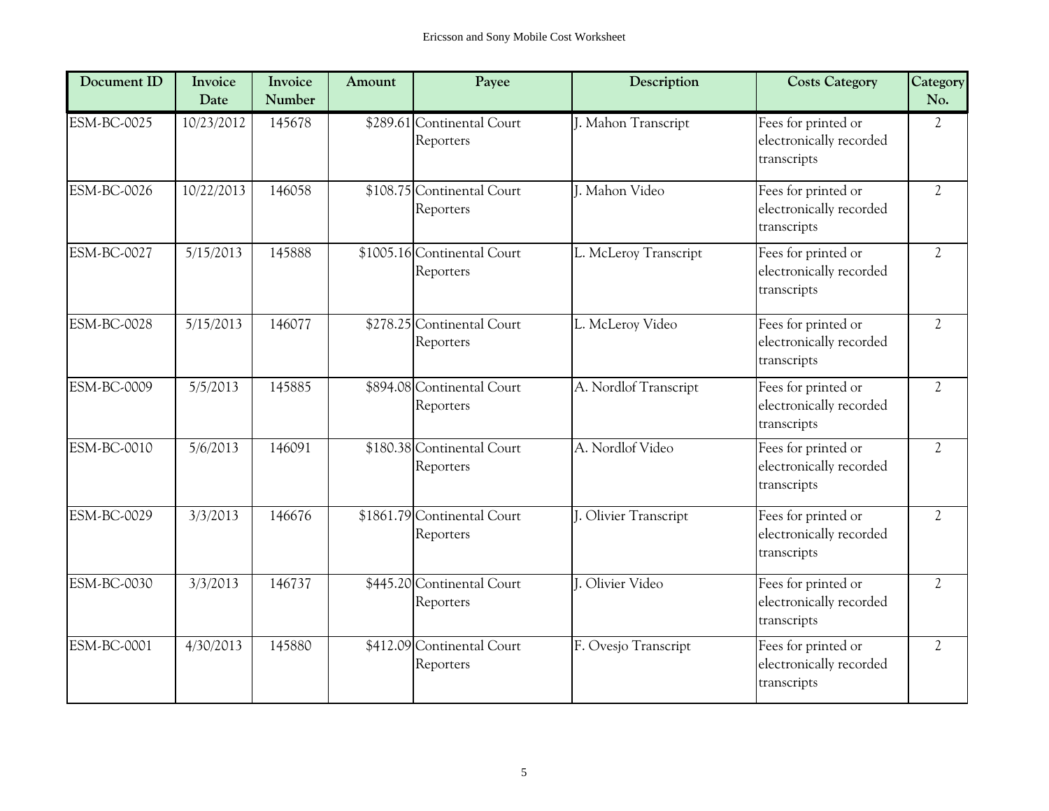| Document ID | Invoice Date | Invoice Number | Amount | Payee | Description | Costs Category | Category No. |
|---|---|---|---|---|---|---|---|
| ESM-BC-0025 | 10/23/2012 | 145678 | $289.61 | Continental Court Reporters | J. Mahon Transcript | Fees for printed or electronically recorded transcripts | 2 |
| ESM-BC-0026 | 10/22/2013 | 146058 | $108.75 | Continental Court Reporters | J. Mahon Video | Fees for printed or electronically recorded transcripts | 2 |
| ESM-BC-0027 | 5/15/2013 | 145888 | $1005.16 | Continental Court Reporters | L. McLeroy Transcript | Fees for printed or electronically recorded transcripts | 2 |
| ESM-BC-0028 | 5/15/2013 | 146077 | $278.25 | Continental Court Reporters | L. McLeroy Video | Fees for printed or electronically recorded transcripts | 2 |
| ESM-BC-0009 | 5/5/2013 | 145885 | $894.08 | Continental Court Reporters | A. Nordlof Transcript | Fees for printed or electronically recorded transcripts | 2 |
| ESM-BC-0010 | 5/6/2013 | 146091 | $180.38 | Continental Court Reporters | A. Nordlof Video | Fees for printed or electronically recorded transcripts | 2 |
| ESM-BC-0029 | 3/3/2013 | 146676 | $1861.79 | Continental Court Reporters | J. Olivier Transcript | Fees for printed or electronically recorded transcripts | 2 |
| ESM-BC-0030 | 3/3/2013 | 146737 | $445.20 | Continental Court Reporters | J. Olivier Video | Fees for printed or electronically recorded transcripts | 2 |
| ESM-BC-0001 | 4/30/2013 | 145880 | $412.09 | Continental Court Reporters | F. Ovesjo Transcript | Fees for printed or electronically recorded transcripts | 2 |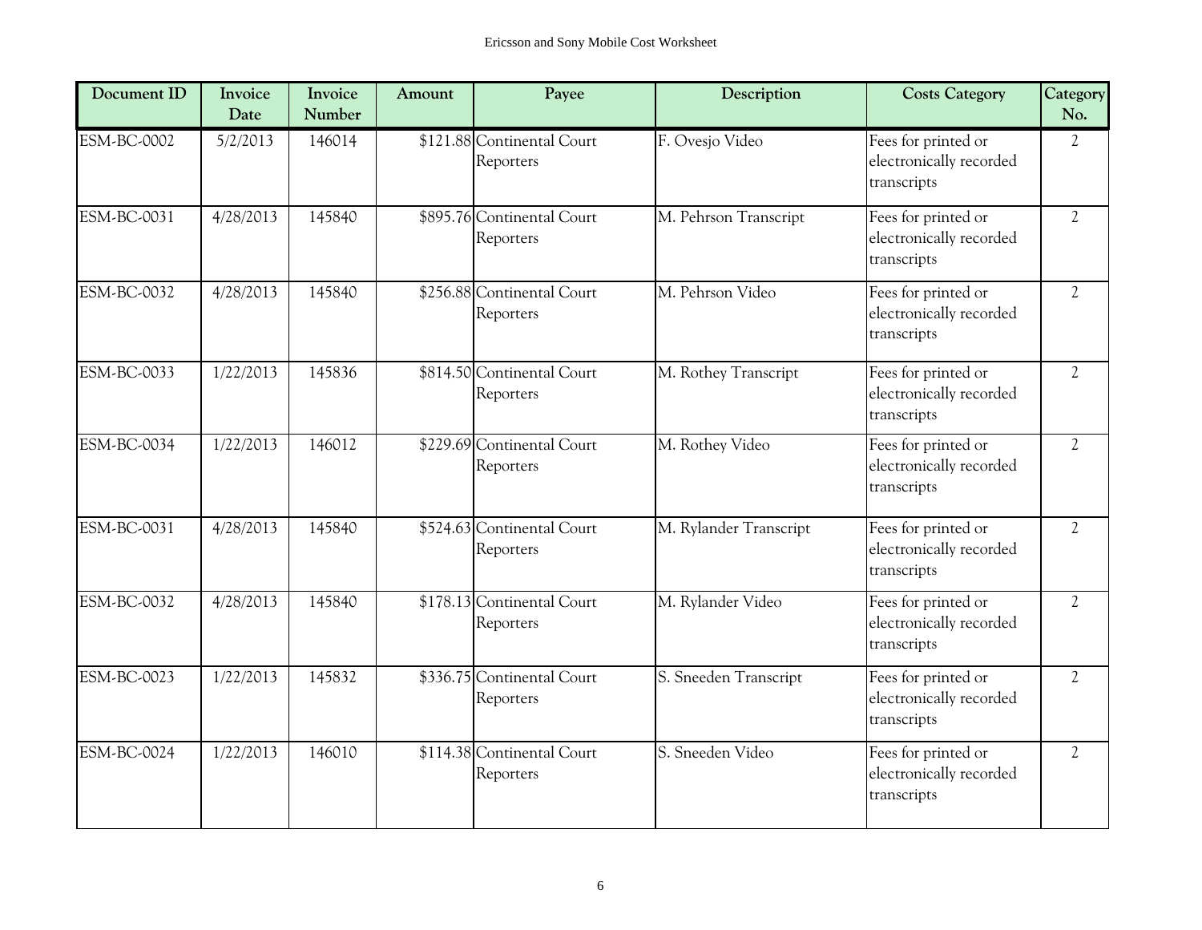| Document ID | Invoice Date | Invoice Number | Amount | Payee | Description | Costs Category | Category No. |
|---|---|---|---|---|---|---|---|
| ESM-BC-0002 | 5/2/2013 | 146014 | $121.88 | Continental Court Reporters | F. Ovesjo Video | Fees for printed or electronically recorded transcripts | 2 |
| ESM-BC-0031 | 4/28/2013 | 145840 | $895.76 | Continental Court Reporters | M. Pehrson Transcript | Fees for printed or electronically recorded transcripts | 2 |
| ESM-BC-0032 | 4/28/2013 | 145840 | $256.88 | Continental Court Reporters | M. Pehrson Video | Fees for printed or electronically recorded transcripts | 2 |
| ESM-BC-0033 | 1/22/2013 | 145836 | $814.50 | Continental Court Reporters | M. Rothey Transcript | Fees for printed or electronically recorded transcripts | 2 |
| ESM-BC-0034 | 1/22/2013 | 146012 | $229.69 | Continental Court Reporters | M. Rothey Video | Fees for printed or electronically recorded transcripts | 2 |
| ESM-BC-0031 | 4/28/2013 | 145840 | $524.63 | Continental Court Reporters | M. Rylander Transcript | Fees for printed or electronically recorded transcripts | 2 |
| ESM-BC-0032 | 4/28/2013 | 145840 | $178.13 | Continental Court Reporters | M. Rylander Video | Fees for printed or electronically recorded transcripts | 2 |
| ESM-BC-0023 | 1/22/2013 | 145832 | $336.75 | Continental Court Reporters | S. Sneeden Transcript | Fees for printed or electronically recorded transcripts | 2 |
| ESM-BC-0024 | 1/22/2013 | 146010 | $114.38 | Continental Court Reporters | S. Sneeden Video | Fees for printed or electronically recorded transcripts | 2 |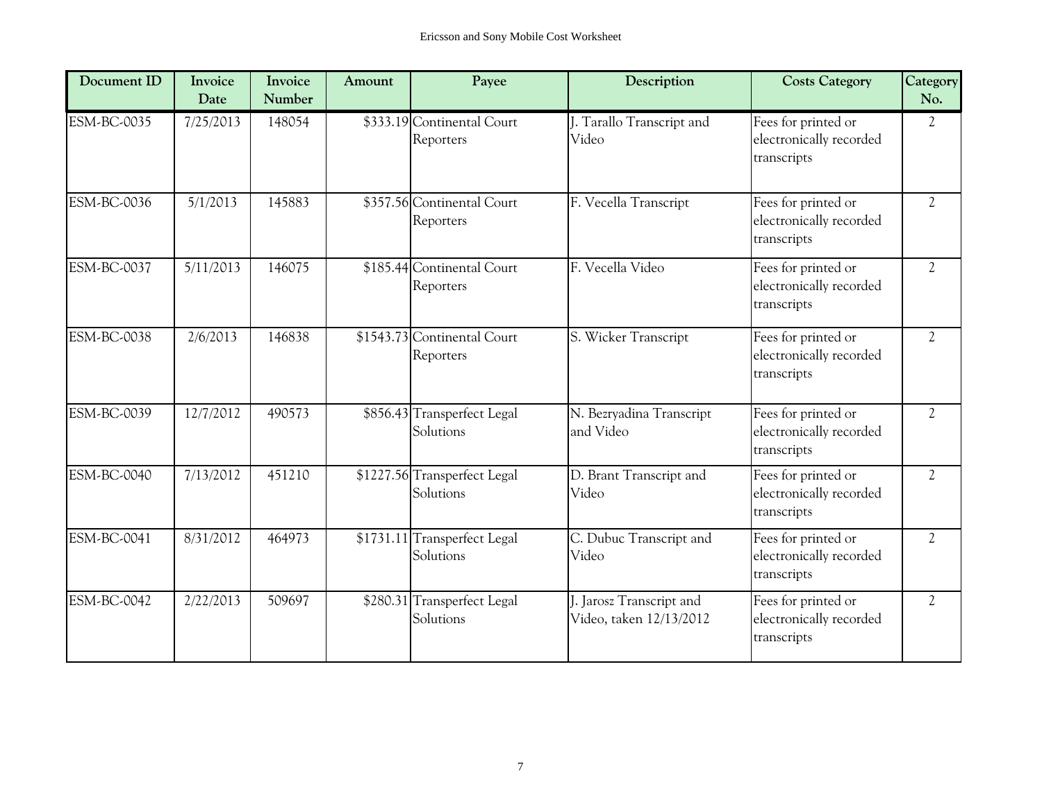| Document ID | Invoice Date | Invoice Number | Amount | Payee | Description | Costs Category | Category No. |
|---|---|---|---|---|---|---|---|
| ESM-BC-0035 | 7/25/2013 | 148054 | $333.19 | Continental Court Reporters | J. Tarallo Transcript and Video | Fees for printed or electronically recorded transcripts | 2 |
| ESM-BC-0036 | 5/1/2013 | 145883 | $357.56 | Continental Court Reporters | F. Vecella Transcript | Fees for printed or electronically recorded transcripts | 2 |
| ESM-BC-0037 | 5/11/2013 | 146075 | $185.44 | Continental Court Reporters | F. Vecella Video | Fees for printed or electronically recorded transcripts | 2 |
| ESM-BC-0038 | 2/6/2013 | 146838 | $1543.73 | Continental Court Reporters | S. Wicker Transcript | Fees for printed or electronically recorded transcripts | 2 |
| ESM-BC-0039 | 12/7/2012 | 490573 | $856.43 | Transperfect Legal Solutions | N. Bezryadina Transcript and Video | Fees for printed or electronically recorded transcripts | 2 |
| ESM-BC-0040 | 7/13/2012 | 451210 | $1227.56 | Transperfect Legal Solutions | D. Brant Transcript and Video | Fees for printed or electronically recorded transcripts | 2 |
| ESM-BC-0041 | 8/31/2012 | 464973 | $1731.11 | Transperfect Legal Solutions | C. Dubuc Transcript and Video | Fees for printed or electronically recorded transcripts | 2 |
| ESM-BC-0042 | 2/22/2013 | 509697 | $280.31 | Transperfect Legal Solutions | J. Jarosz Transcript and Video, taken 12/13/2012 | Fees for printed or electronically recorded transcripts | 2 |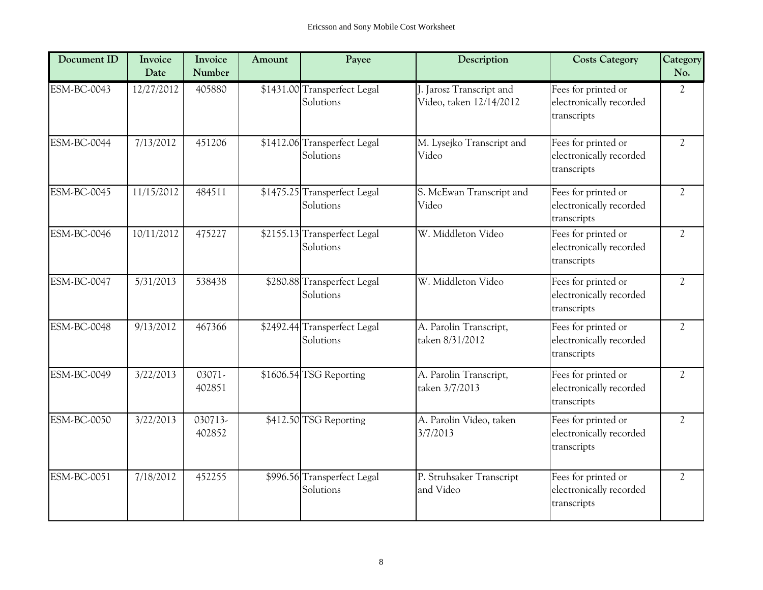| Document ID | Invoice Date | Invoice Number | Amount | Payee | Description | Costs Category | Category No. |
|---|---|---|---|---|---|---|---|
| ESM-BC-0043 | 12/27/2012 | 405880 | $1431.00 | Transperfect Legal Solutions | J. Jarosz Transcript and Video, taken 12/14/2012 | Fees for printed or electronically recorded transcripts | 2 |
| ESM-BC-0044 | 7/13/2012 | 451206 | $1412.06 | Transperfect Legal Solutions | M. Lysejko Transcript and Video | Fees for printed or electronically recorded transcripts | 2 |
| ESM-BC-0045 | 11/15/2012 | 484511 | $1475.25 | Transperfect Legal Solutions | S. McEwan Transcript and Video | Fees for printed or electronically recorded transcripts | 2 |
| ESM-BC-0046 | 10/11/2012 | 475227 | $2155.13 | Transperfect Legal Solutions | W. Middleton Video | Fees for printed or electronically recorded transcripts | 2 |
| ESM-BC-0047 | 5/31/2013 | 538438 | $280.88 | Transperfect Legal Solutions | W. Middleton Video | Fees for printed or electronically recorded transcripts | 2 |
| ESM-BC-0048 | 9/13/2012 | 467366 | $2492.44 | Transperfect Legal Solutions | A. Parolin Transcript, taken 8/31/2012 | Fees for printed or electronically recorded transcripts | 2 |
| ESM-BC-0049 | 3/22/2013 | 03071-402851 | $1606.54 | TSG Reporting | A. Parolin Transcript, taken 3/7/2013 | Fees for printed or electronically recorded transcripts | 2 |
| ESM-BC-0050 | 3/22/2013 | 030713-402852 | $412.50 | TSG Reporting | A. Parolin Video, taken 3/7/2013 | Fees for printed or electronically recorded transcripts | 2 |
| ESM-BC-0051 | 7/18/2012 | 452255 | $996.56 | Transperfect Legal Solutions | P. Struhsaker Transcript and Video | Fees for printed or electronically recorded transcripts | 2 |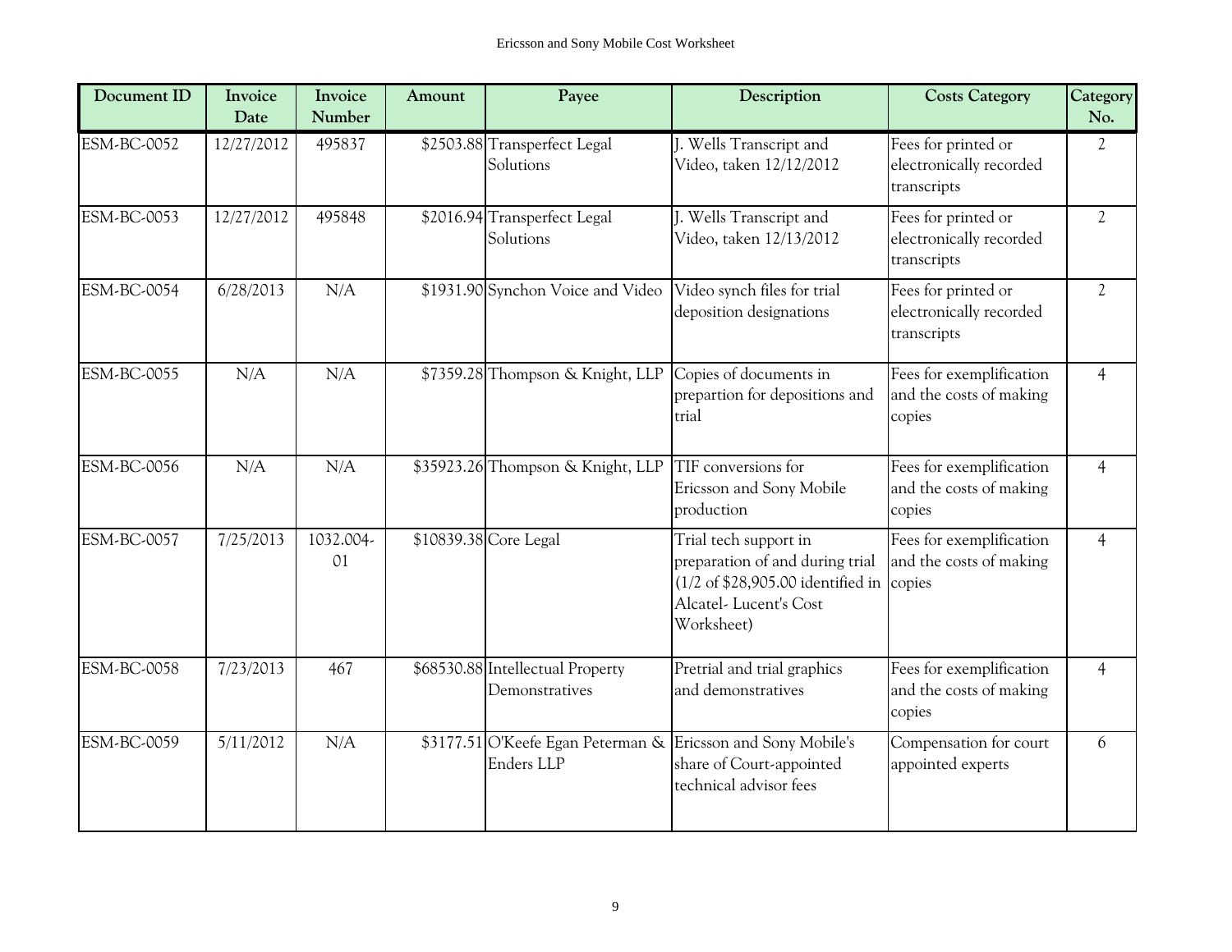| Document ID | Invoice Date | Invoice Number | Amount | Payee | Description | Costs Category | Category No. |
|---|---|---|---|---|---|---|---|
| ESM-BC-0052 | 12/27/2012 | 495837 | $2503.88 | Transperfect Legal Solutions | J. Wells Transcript and Video, taken 12/12/2012 | Fees for printed or electronically recorded transcripts | 2 |
| ESM-BC-0053 | 12/27/2012 | 495848 | $2016.94 | Transperfect Legal Solutions | J. Wells Transcript and Video, taken 12/13/2012 | Fees for printed or electronically recorded transcripts | 2 |
| ESM-BC-0054 | 6/28/2013 | N/A | $1931.90 | Synchon Voice and Video | Video synch files for trial deposition designations | Fees for printed or electronically recorded transcripts | 2 |
| ESM-BC-0055 | N/A | N/A | $7359.28 | Thompson & Knight, LLP | Copies of documents in prepartion for depositions and trial | Fees for exemplification and the costs of making copies | 4 |
| ESM-BC-0056 | N/A | N/A | $35923.26 | Thompson & Knight, LLP | TIF conversions for Ericsson and Sony Mobile production | Fees for exemplification and the costs of making copies | 4 |
| ESM-BC-0057 | 7/25/2013 | 1032.004-01 | $10839.38 | Core Legal | Trial tech support in preparation of and during trial (1/2 of $28,905.00 identified in Alcatel- Lucent's Cost Worksheet) | Fees for exemplification and the costs of making copies | 4 |
| ESM-BC-0058 | 7/23/2013 | 467 | $68530.88 | Intellectual Property Demonstratives | Pretrial and trial graphics and demonstratives | Fees for exemplification and the costs of making copies | 4 |
| ESM-BC-0059 | 5/11/2012 | N/A | $3177.51 | O'Keefe Egan Peterman & Enders LLP | Ericsson and Sony Mobile's share of Court-appointed technical advisor fees | Compensation for court appointed experts | 6 |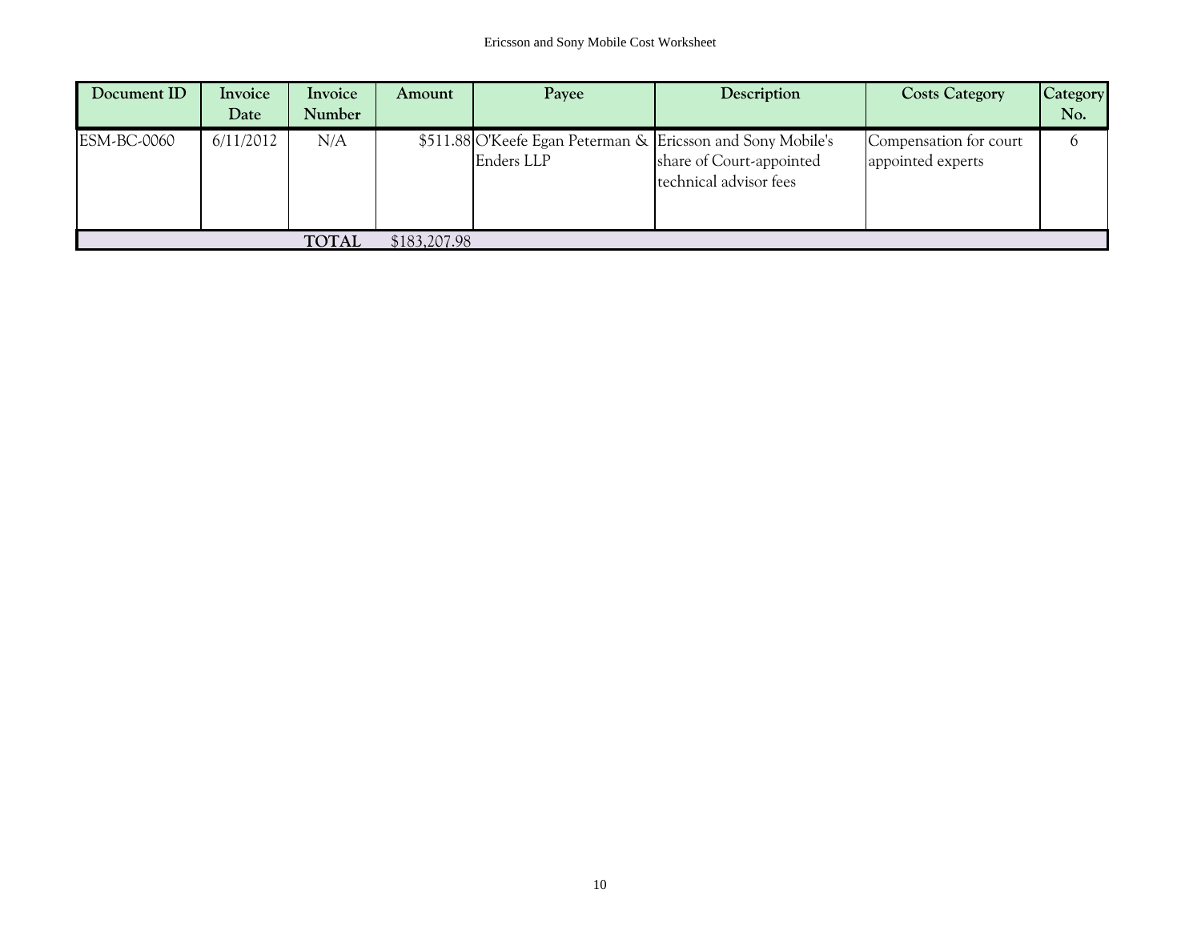| Document ID | Invoice Date | Invoice Number | Amount | Payee | Description | Costs Category | Category No. |
|---|---|---|---|---|---|---|---|
| ESM-BC-0060 | 6/11/2012 | N/A | $511.88 | O'Keefe Egan Peterman & Enders LLP | Ericsson and Sony Mobile's share of Court-appointed technical advisor fees | Compensation for court appointed experts | 6 |
| | | **TOTAL** | $183,207.98 | | | | |